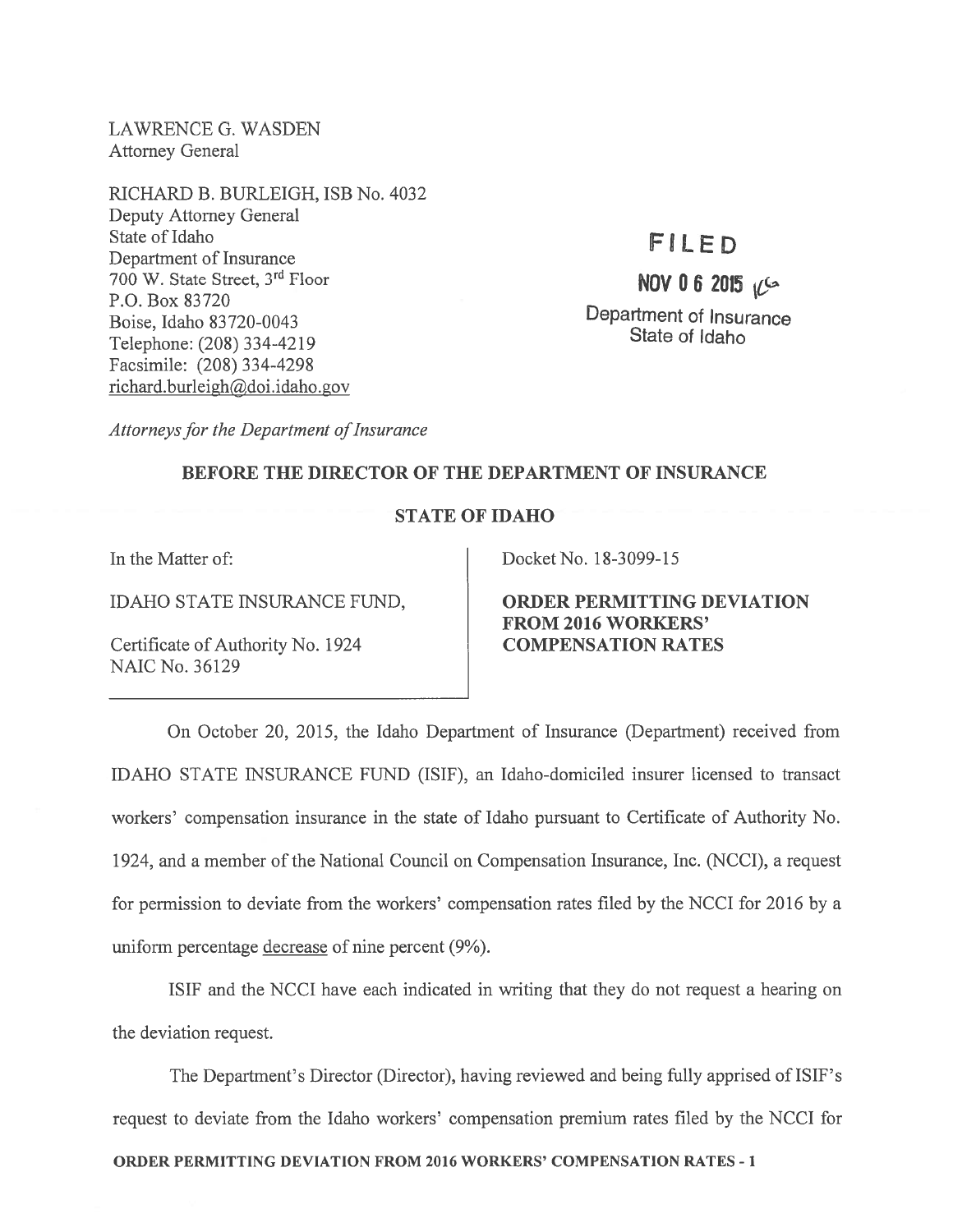LAWRENCE G. WASDEN
Attorney General

RICHARD B. BURLEIGH, ISB No. 4032
Deputy Attorney General
State of Idaho
Department of Insurance
700 W. State Street, 3rd Floor
P.O. Box 83720
Boise, Idaho 83720-0043
Telephone: (208) 334-4219
Facsimile: (208) 334-4298
richard.burleigh@doi.idaho.gov

FILED

NOV 06 2015

Department of Insurance
State of Idaho

*Attorneys for the Department of Insurance*

**BEFORE THE DIRECTOR OF THE DEPARTMENT OF INSURANCE**

**STATE OF IDAHO**

In the Matter of:

IDAHO STATE INSURANCE FUND,

Certificate of Authority No. 1924
NAIC No. 36129

Docket No. 18-3099-15

**ORDER PERMITTING DEVIATION FROM 2016 WORKERS' COMPENSATION RATES**

On October 20, 2015, the Idaho Department of Insurance (Department) received from IDAHO STATE INSURANCE FUND (ISIF), an Idaho-domiciled insurer licensed to transact workers' compensation insurance in the state of Idaho pursuant to Certificate of Authority No. 1924, and a member of the National Council on Compensation Insurance, Inc. (NCCI), a request for permission to deviate from the workers' compensation rates filed by the NCCI for 2016 by a uniform percentage decrease of nine percent (9%).

ISIF and the NCCI have each indicated in writing that they do not request a hearing on the deviation request.

The Department's Director (Director), having reviewed and being fully apprised of ISIF's request to deviate from the Idaho workers' compensation premium rates filed by the NCCI for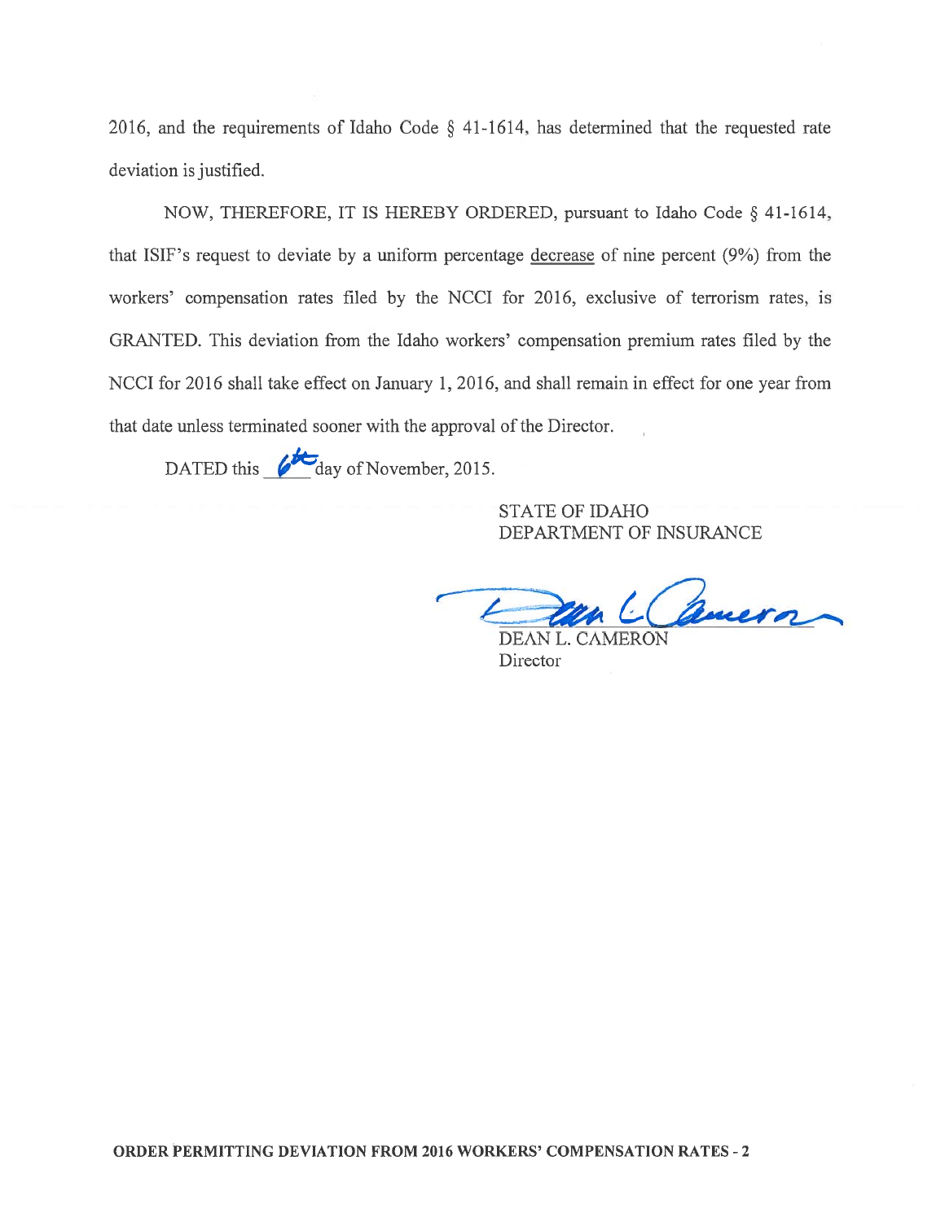2016, and the requirements of Idaho Code § 41-1614, has determined that the requested rate deviation is justified.

NOW, THEREFORE, IT IS HEREBY ORDERED, pursuant to Idaho Code § 41-1614, that ISIF's request to deviate by a uniform percentage decrease of nine percent (9%) from the workers' compensation rates filed by the NCCI for 2016, exclusive of terrorism rates, is GRANTED. This deviation from the Idaho workers' compensation premium rates filed by the NCCI for 2016 shall take effect on January 1, 2016, and shall remain in effect for one year from that date unless terminated sooner with the approval of the Director.

DATED this 6th day of November, 2015.

STATE OF IDAHO
DEPARTMENT OF INSURANCE

DEAN L. CAMERON
Director

**ORDER PERMITTING DEVIATION FROM 2016 WORKERS' COMPENSATION RATES - 2**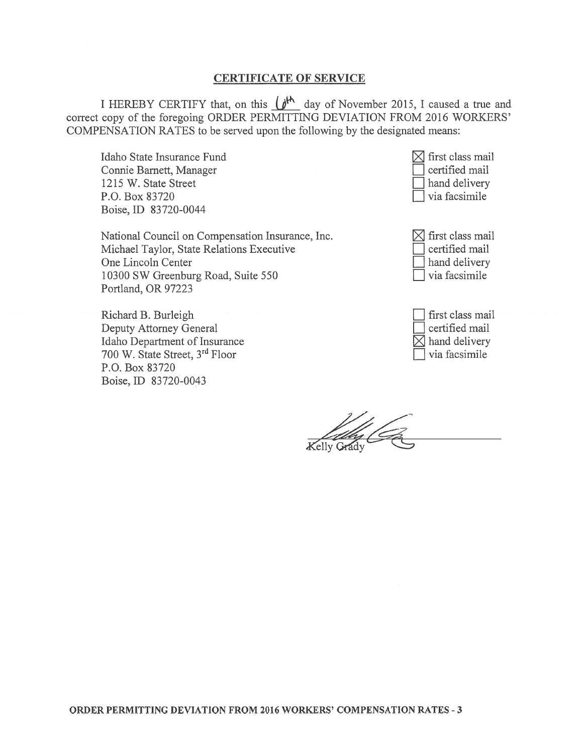## CERTIFICATE OF SERVICE

I HEREBY CERTIFY that, on this 6th day of November 2015, I caused a true and correct copy of the foregoing ORDER PERMITTING DEVIATION FROM 2016 WORKERS' COMPENSATION RATES to be served upon the following by the designated means:

| | |
|---|---|
| Idaho State Insurance Fund<br>Connie Barnett, Manager<br>1215 W. State Street<br>P.O. Box 83720<br>Boise, ID 83720-0044 | ☒ first class mail<br>☐ certified mail<br>☐ hand delivery<br>☐ via facsimile |
| National Council on Compensation Insurance, Inc.<br>Michael Taylor, State Relations Executive<br>One Lincoln Center<br>10300 SW Greenburg Road, Suite 550<br>Portland, OR 97223 | ☒ first class mail<br>☐ certified mail<br>☐ hand delivery<br>☐ via facsimile |
| Richard B. Burleigh<br>Deputy Attorney General<br>Idaho Department of Insurance<br>700 W. State Street, 3rd Floor<br>P.O. Box 83720<br>Boise, ID 83720-0043 | ☐ first class mail<br>☐ certified mail<br>☒ hand delivery<br>☐ via facsimile |

Kelly Grady

ORDER PERMITTING DEVIATION FROM 2016 WORKERS' COMPENSATION RATES - 3